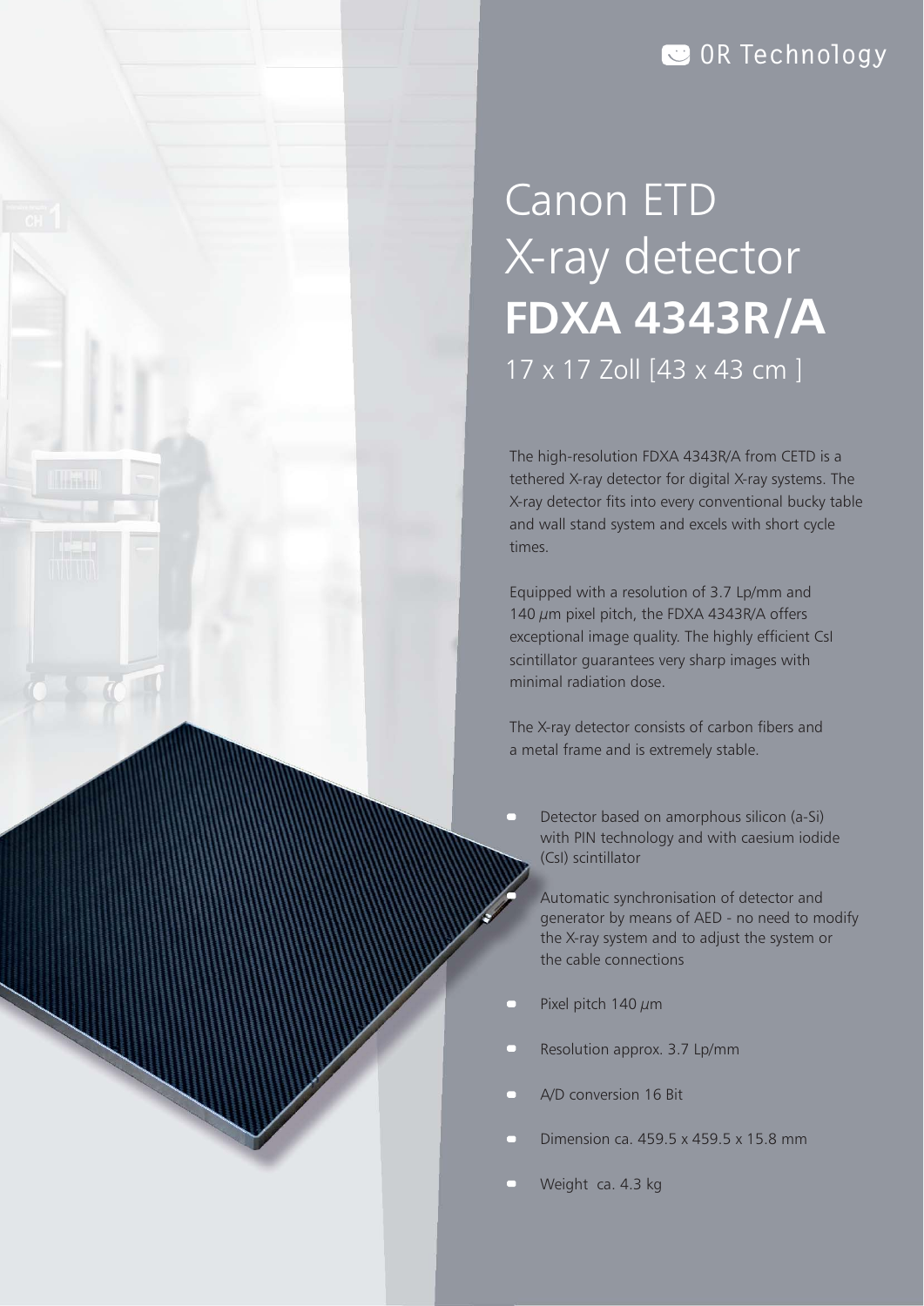OR Technology

# Canon ETD X-ray detector **FDXA 4343R/A**

17 x 17 Zoll [43 x 43 cm ]

The high-resolution FDXA 4343R/A from CETD is a tethered X-ray detector for digital X-ray systems. The X-ray detector fits into every conventional bucky table and wall stand system and excels with short cycle times.

Equipped with a resolution of 3.7 Lp/mm and 140 $\mu$m pixel pitch, the FDXA 4343R/A offers exceptional image quality. The highly efficient CsI scintillator guarantees very sharp images with minimal radiation dose.

The X-ray detector consists of carbon fibers and a metal frame and is extremely stable.

- Detector based on amorphous silicon (a-Si) with PIN technology and with caesium iodide (CsI) scintillator
- Automatic synchronisation of detector and generator by means of AED - no need to modify the X-ray system and to adjust the system or the cable connections
- Pixel pitch 140 $\mu$m
- Resolution approx. 3.7 Lp/mm
- A/D conversion 16 Bit
- Dimension ca. 459.5 x 459.5 x 15.8 mm
- Weight ca. 4.3 kg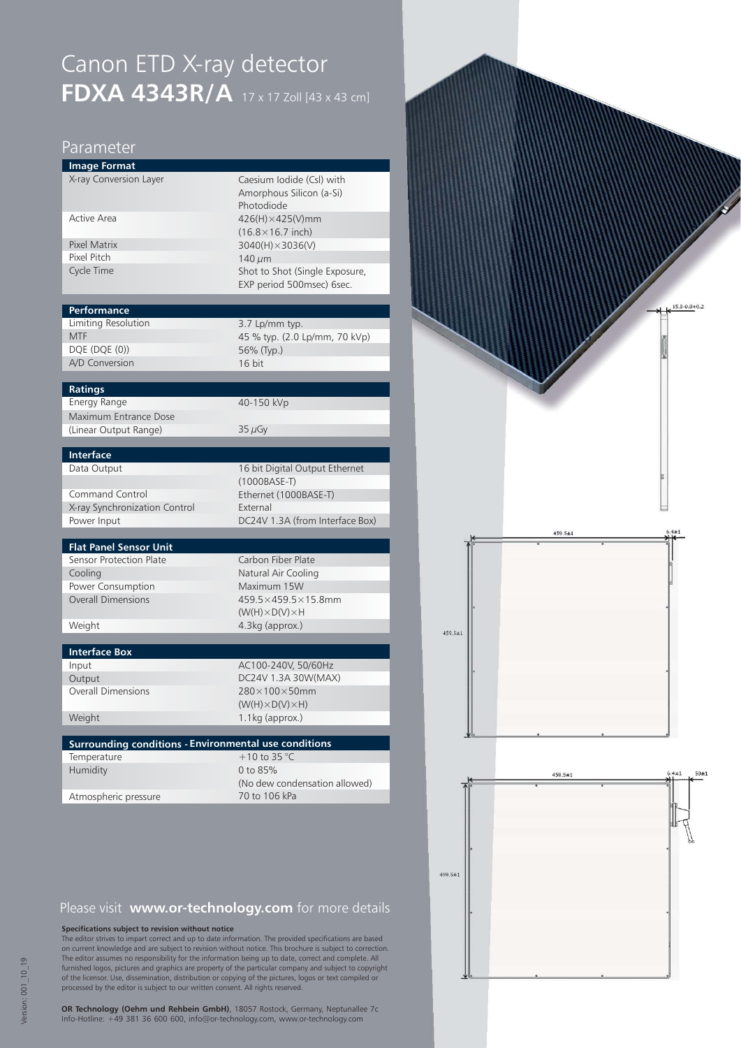# Canon ETD X-ray detector

# FDXA 4343R/A 17 x 17 Zoll [43 x 43 cm]

## Parameter

| Image Format | |
|---|---|
| X-ray Conversion Layer | Caesium Iodide (CsI) with Amorphous Silicon (a-Si) Photodiode |
| Active Area | 426(H)×425(V)mm (16.8×16.7 inch) |
| Pixel Matrix | 3040(H)×3036(V) |
| Pixel Pitch | 140 $\mu m$ |
| Cycle Time | Shot to Shot (Single Exposure, EXP period 500msec) 6sec. |

| Performance | |
|---|---|
| Limiting Resolution | 3.7 Lp/mm typ. |
| MTF | 45 % typ. (2.0 Lp/mm, 70 kVp) |
| DQE (DQE (0)) | 56% (Typ.) |
| A/D Conversion | 16 bit |

| Ratings | |
|---|---|
| Energy Range | 40-150 kVp |
| Maximum Entrance Dose (Linear Output Range) | 35 $\mu Gy$ |

| Interface | |
|---|---|
| Data Output | 16 bit Digital Output Ethernet (1000BASE-T) |
| Command Control | Ethernet (1000BASE-T) |
| X-ray Synchronization Control | External |
| Power Input | DC24V 1.3A (from Interface Box) |

| Flat Panel Sensor Unit | |
|---|---|
| Sensor Protection Plate | Carbon Fiber Plate |
| Cooling | Natural Air Cooling |
| Power Consumption | Maximum 15W |
| Overall Dimensions | 459.5×459.5×15.8mm (W(H)×D(V)×H |
| Weight | 4.3kg (approx.) |

| Interface Box | |
|---|---|
| Input | AC100-240V, 50/60Hz |
| Output | DC24V 1.3A 30W(MAX) |
| Overall Dimensions | 280×100×50mm (W(H)×D(V)×H) |
| Weight | 1.1kg (approx.) |

| Surrounding conditions - Environmental use conditions | |
|---|---|
| Temperature | +10 to 35 °C |
| Humidity | 0 to 85% (No dew condensation allowed) |
| Atmospheric pressure | 70 to 106 kPa |

15.8-0.3+0.2

459.5±1

6.4±1

459.5±1

459.5±1

6.4±1

50±1

459.5±1

Please visit **www.or-technology.com** for more details

**Specifications subject to revision without notice**
The editor strives to impart correct and up to date information. The provided specifications are based on current knowledge and are subject to revision without notice. This brochure is subject to correction. The editor assumes no responsibility for the information being up to date, correct and complete. All furnished logos, pictures and graphics are property of the particular company and subject to copyright of the licensor. Use, dissemination, distribution or copying of the pictures, logos or text compiled or processed by the editor is subject to our written consent. All rights reserved.

**OR Technology (Oehm und Rehbein GmbH)**, 18057 Rostock, Germany, Neptunallee 7c
Info-Hotline: +49 381 36 600 600, info@or-technology.com, www.or-technology.com

Version: 001_10_19